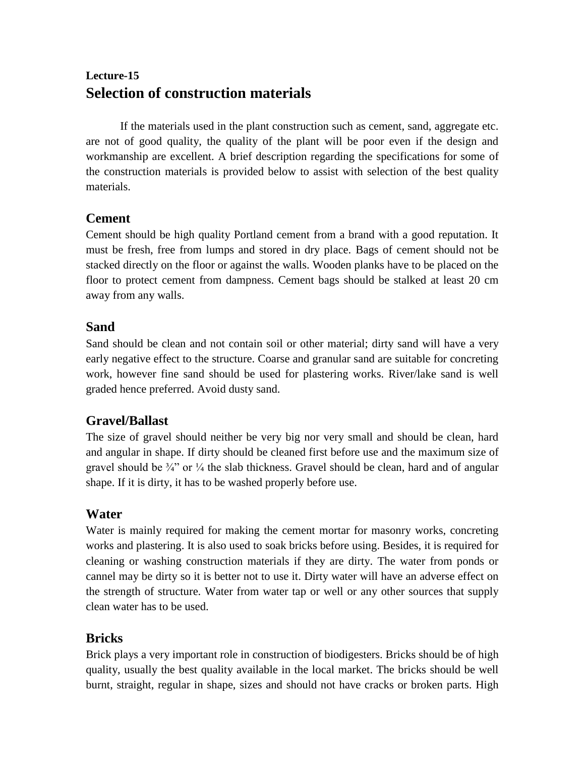**Lecture-15**

# Selection of construction materials

If the materials used in the plant construction such as cement, sand, aggregate etc. are not of good quality, the quality of the plant will be poor even if the design and workmanship are excellent. A brief description regarding the specifications for some of the construction materials is provided below to assist with selection of the best quality materials.

## Cement

Cement should be high quality Portland cement from a brand with a good reputation. It must be fresh, free from lumps and stored in dry place. Bags of cement should not be stacked directly on the floor or against the walls. Wooden planks have to be placed on the floor to protect cement from dampness. Cement bags should be stalked at least 20 cm away from any walls.

## Sand

Sand should be clean and not contain soil or other material; dirty sand will have a very early negative effect to the structure. Coarse and granular sand are suitable for concreting work, however fine sand should be used for plastering works. River/lake sand is well graded hence preferred. Avoid dusty sand.

## Gravel/Ballast

The size of gravel should neither be very big nor very small and should be clean, hard and angular in shape. If dirty should be cleaned first before use and the maximum size of gravel should be ¾" or ¼ the slab thickness. Gravel should be clean, hard and of angular shape. If it is dirty, it has to be washed properly before use.

## Water

Water is mainly required for making the cement mortar for masonry works, concreting works and plastering. It is also used to soak bricks before using. Besides, it is required for cleaning or washing construction materials if they are dirty. The water from ponds or cannel may be dirty so it is better not to use it. Dirty water will have an adverse effect on the strength of structure. Water from water tap or well or any other sources that supply clean water has to be used.

## Bricks

Brick plays a very important role in construction of biodigesters. Bricks should be of high quality, usually the best quality available in the local market. The bricks should be well burnt, straight, regular in shape, sizes and should not have cracks or broken parts. High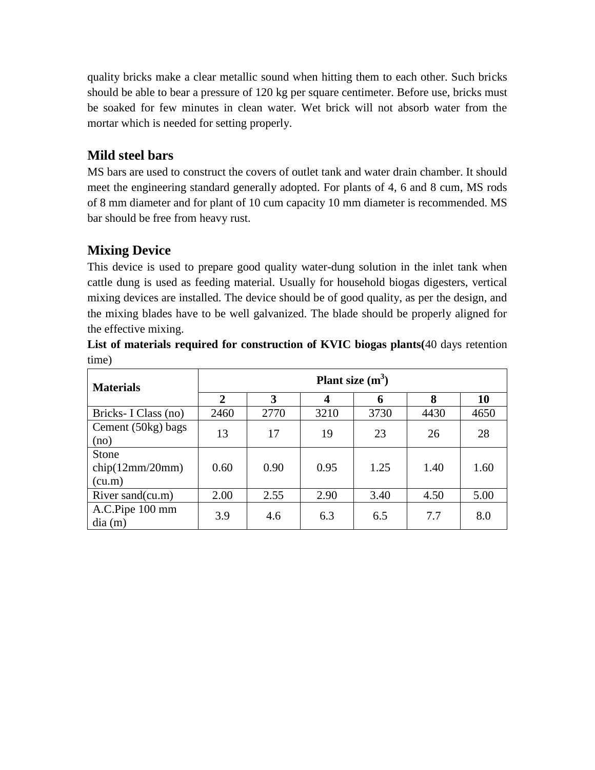quality bricks make a clear metallic sound when hitting them to each other. Such bricks should be able to bear a pressure of 120 kg per square centimeter. Before use, bricks must be soaked for few minutes in clean water. Wet brick will not absorb water from the mortar which is needed for setting properly.

## Mild steel bars

MS bars are used to construct the covers of outlet tank and water drain chamber. It should meet the engineering standard generally adopted. For plants of 4, 6 and 8 cum, MS rods of 8 mm diameter and for plant of 10 cum capacity 10 mm diameter is recommended. MS bar should be free from heavy rust.

## Mixing Device

This device is used to prepare good quality water-dung solution in the inlet tank when cattle dung is used as feeding material. Usually for household biogas digesters, vertical mixing devices are installed. The device should be of good quality, as per the design, and the mixing blades have to be well galvanized. The blade should be properly aligned for the effective mixing.

**List of materials required for construction of KVIC biogas plants(**40 days retention time)

| Materials | Plant size ($m^3$) | | | | | |
|---|---|---|---|---|---|---|
| | **2** | **3** | **4** | **6** | **8** | **10** |
| Bricks- I Class (no) | 2460 | 2770 | 3210 | 3730 | 4430 | 4650 |
| Cement (50kg) bags (no) | 13 | 17 | 19 | 23 | 26 | 28 |
| Stone chip(12mm/20mm) (cu.m) | 0.60 | 0.90 | 0.95 | 1.25 | 1.40 | 1.60 |
| River sand(cu.m) | 2.00 | 2.55 | 2.90 | 3.40 | 4.50 | 5.00 |
| A.C.Pipe 100 mm dia (m) | 3.9 | 4.6 | 6.3 | 6.5 | 7.7 | 8.0 |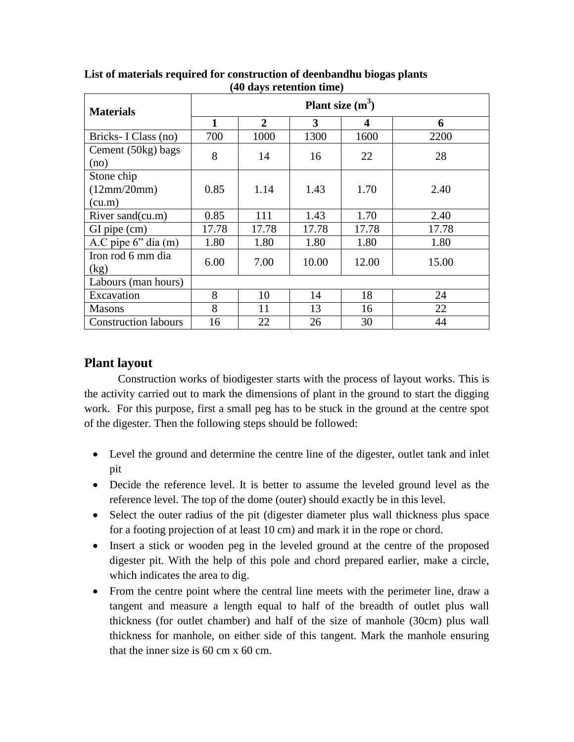**List of materials required for construction of deenbandhu biogas plants (40 days retention time)**

| Materials | Plant size ($m^3$) | | | | |
|---|---|---|---|---|---|
| | **1** | **2** | **3** | **4** | **6** |
| Bricks- I Class (no) | 700 | 1000 | 1300 | 1600 | 2200 |
| Cement (50kg) bags (no) | 8 | 14 | 16 | 22 | 28 |
| Stone chip (12mm/20mm) (cu.m) | 0.85 | 1.14 | 1.43 | 1.70 | 2.40 |
| River sand(cu.m) | 0.85 | 111 | 1.43 | 1.70 | 2.40 |
| GI pipe (cm) | 17.78 | 17.78 | 17.78 | 17.78 | 17.78 |
| A.C pipe 6" dia (m) | 1.80 | 1.80 | 1.80 | 1.80 | 1.80 |
| Iron rod 6 mm dia (kg) | 6.00 | 7.00 | 10.00 | 12.00 | 15.00 |
| Labours (man hours) | | | | | |
| Excavation | 8 | 10 | 14 | 18 | 24 |
| Masons | 8 | 11 | 13 | 16 | 22 |
| Construction labours | 16 | 22 | 26 | 30 | 44 |

## Plant layout

Construction works of biodigester starts with the process of layout works. This is the activity carried out to mark the dimensions of plant in the ground to start the digging work. For this purpose, first a small peg has to be stuck in the ground at the centre spot of the digester. Then the following steps should be followed:

- Level the ground and determine the centre line of the digester, outlet tank and inlet pit
- Decide the reference level. It is better to assume the leveled ground level as the reference level. The top of the dome (outer) should exactly be in this level.
- Select the outer radius of the pit (digester diameter plus wall thickness plus space for a footing projection of at least 10 cm) and mark it in the rope or chord.
- Insert a stick or wooden peg in the leveled ground at the centre of the proposed digester pit. With the help of this pole and chord prepared earlier, make a circle, which indicates the area to dig.
- From the centre point where the central line meets with the perimeter line, draw a tangent and measure a length equal to half of the breadth of outlet plus wall thickness (for outlet chamber) and half of the size of manhole (30cm) plus wall thickness for manhole, on either side of this tangent. Mark the manhole ensuring that the inner size is 60 cm x 60 cm.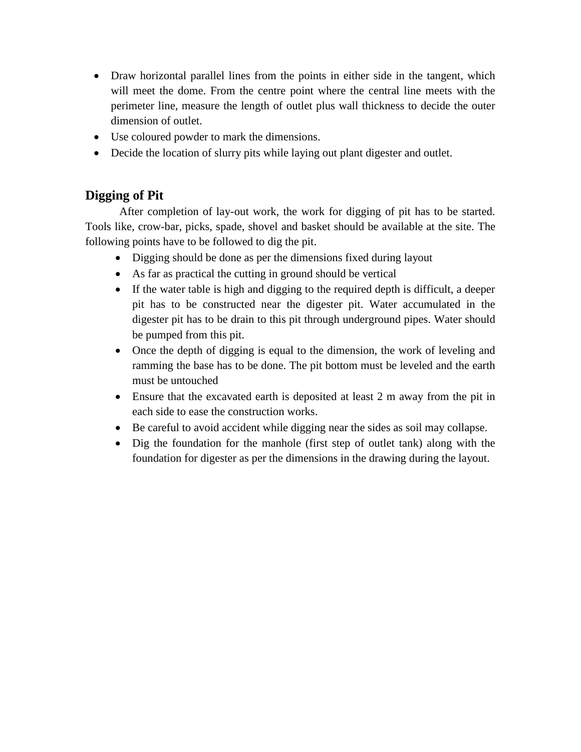- Draw horizontal parallel lines from the points in either side in the tangent, which will meet the dome. From the centre point where the central line meets with the perimeter line, measure the length of outlet plus wall thickness to decide the outer dimension of outlet.
- Use coloured powder to mark the dimensions.
- Decide the location of slurry pits while laying out plant digester and outlet.

## Digging of Pit

After completion of lay-out work, the work for digging of pit has to be started. Tools like, crow-bar, picks, spade, shovel and basket should be available at the site. The following points have to be followed to dig the pit.

- Digging should be done as per the dimensions fixed during layout
- As far as practical the cutting in ground should be vertical
- If the water table is high and digging to the required depth is difficult, a deeper pit has to be constructed near the digester pit. Water accumulated in the digester pit has to be drain to this pit through underground pipes. Water should be pumped from this pit.
- Once the depth of digging is equal to the dimension, the work of leveling and ramming the base has to be done. The pit bottom must be leveled and the earth must be untouched
- Ensure that the excavated earth is deposited at least 2 m away from the pit in each side to ease the construction works.
- Be careful to avoid accident while digging near the sides as soil may collapse.
- Dig the foundation for the manhole (first step of outlet tank) along with the foundation for digester as per the dimensions in the drawing during the layout.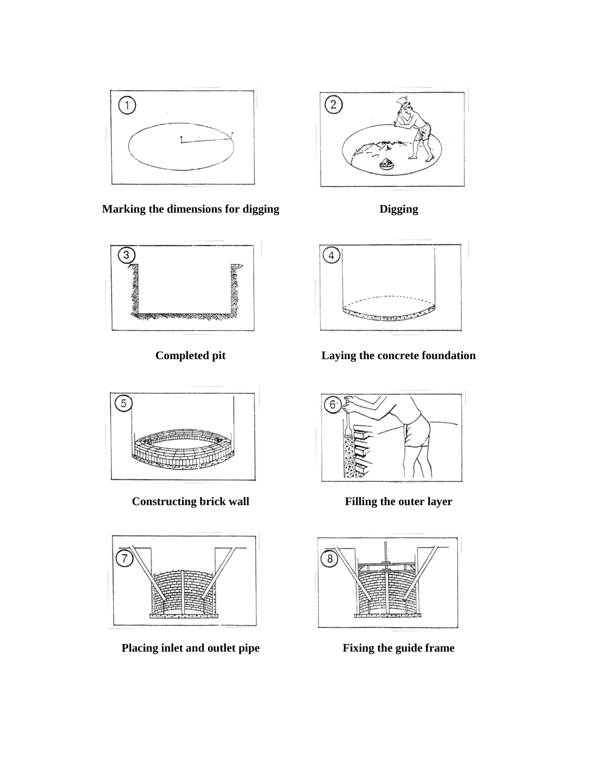Marking the dimensions for digging

Digging

Completed pit

Laying the concrete foundation

Constructing brick wall

Filling the outer layer

Placing inlet and outlet pipe

Fixing the guide frame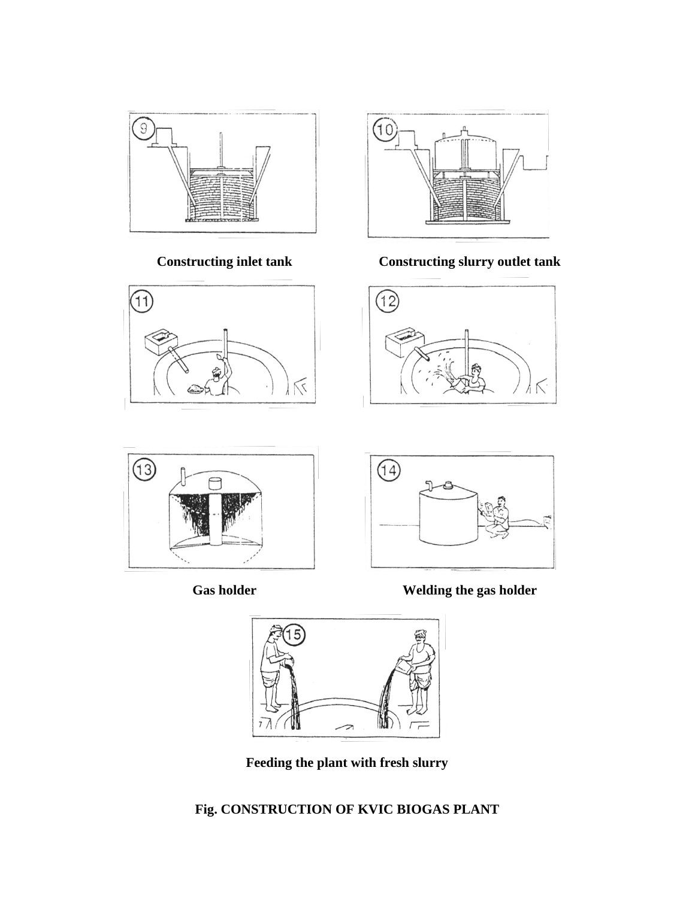Constructing inlet tank

Constructing slurry outlet tank

Gas holder

Welding the gas holder

Feeding the plant with fresh slurry

**Fig. CONSTRUCTION OF KVIC BIOGAS PLANT**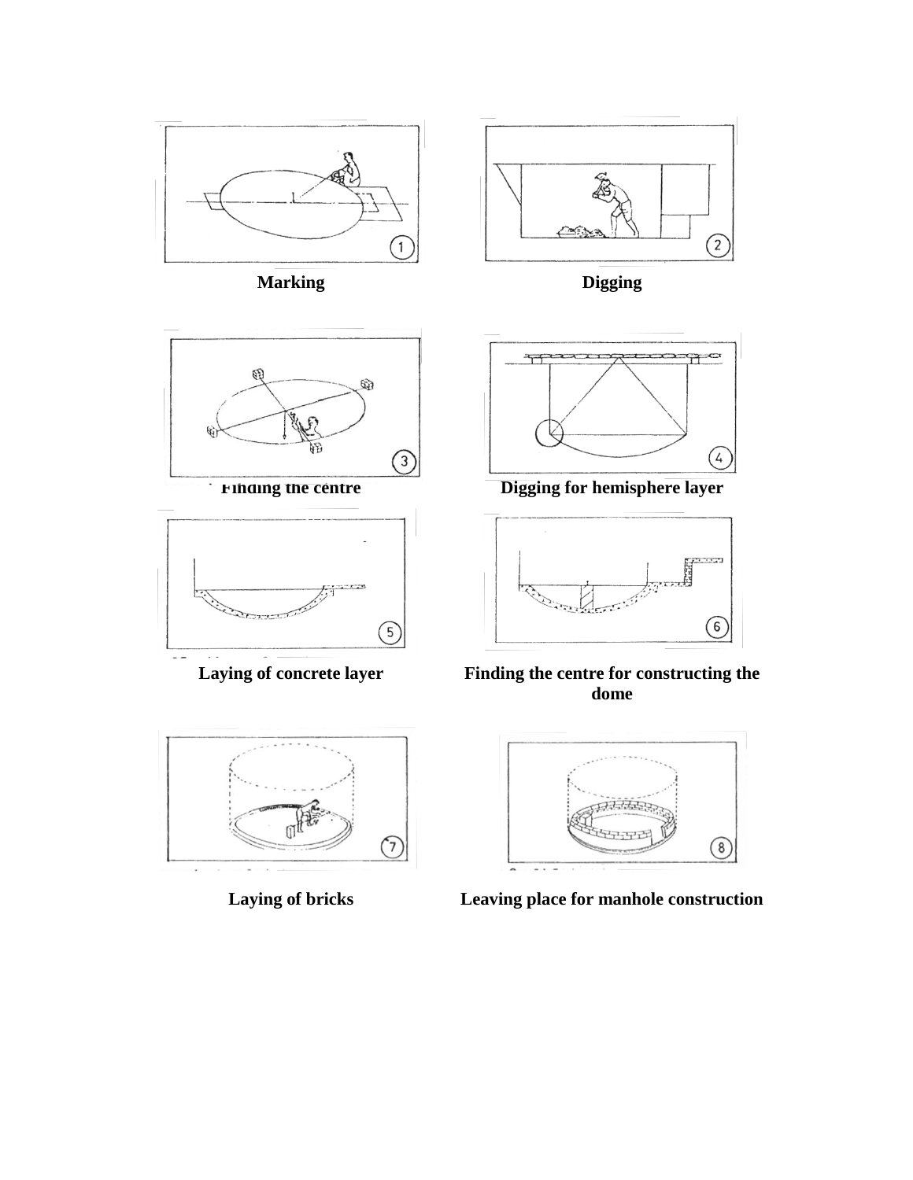Marking

Digging

Finding the centre

Digging for hemisphere layer

Laying of concrete layer

Finding the centre for constructing the dome

Laying of bricks

Leaving place for manhole construction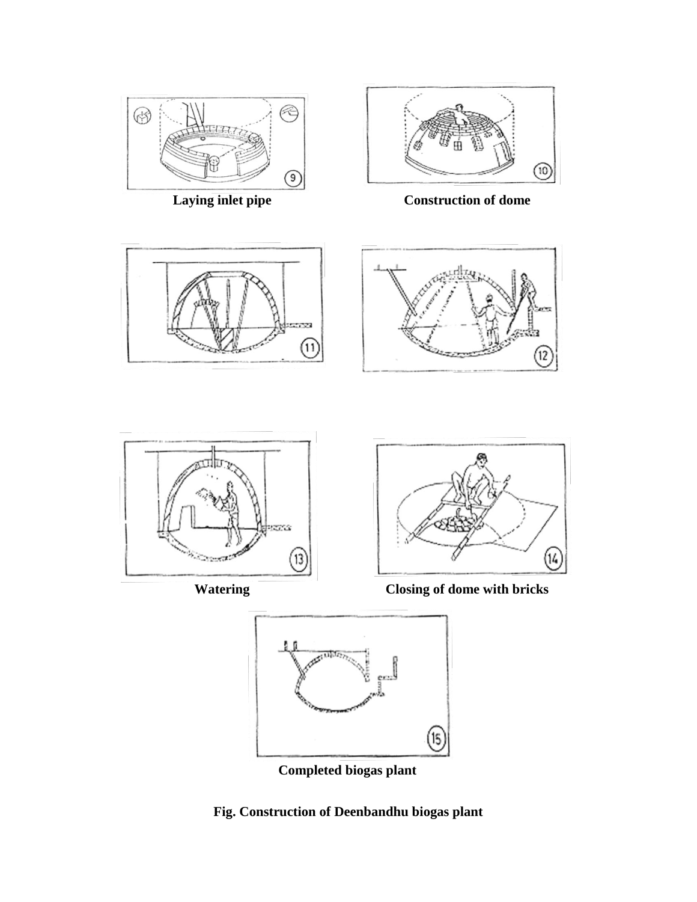Laying inlet pipe

Construction of dome

Watering

Closing of dome with bricks

Completed biogas plant

**Fig. Construction of Deenbandhu biogas plant**